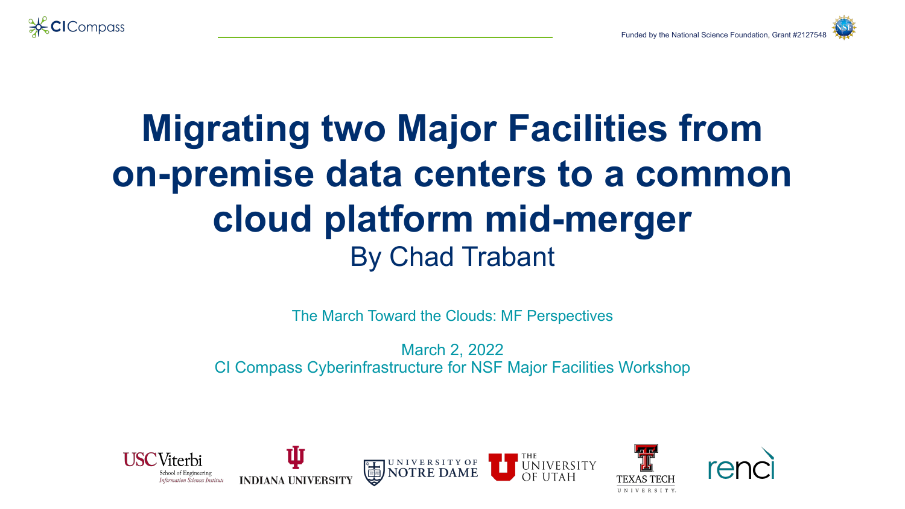CI Compass

Funded by the National Science Foundation, Grant #2127548

# Migrating two Major Facilities from on-premise data centers to a common cloud platform mid-merger

By Chad Trabant

The March Toward the Clouds: MF Perspectives

March 2, 2022
CI Compass Cyberinfrastructure for NSF Major Facilities Workshop

USC Viterbi School of Engineering Information Sciences Institute | Indiana University | University of Notre Dame | The University of Utah | Texas Tech University | renci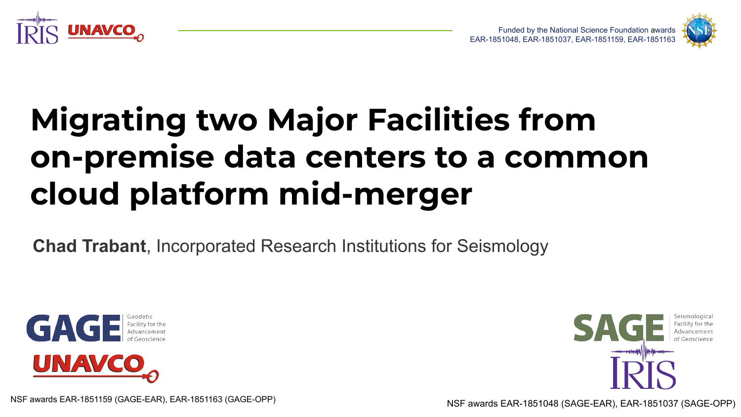Funded by the National Science Foundation awards EAR-1851048, EAR-1851037, EAR-1851159, EAR-1851163

# Migrating two Major Facilities from on-premise data centers to a common cloud platform mid-merger

**Chad Trabant**, Incorporated Research Institutions for Seismology

GAGE — Geodetic Facility for the Advancement of Geoscience

UNAVCO

NSF awards EAR-1851159 (GAGE-EAR), EAR-1851163 (GAGE-OPP)

SAGE — Seismological Facility for the Advancement of Geoscience

IRIS

NSF awards EAR-1851048 (SAGE-EAR), EAR-1851037 (SAGE-OPP)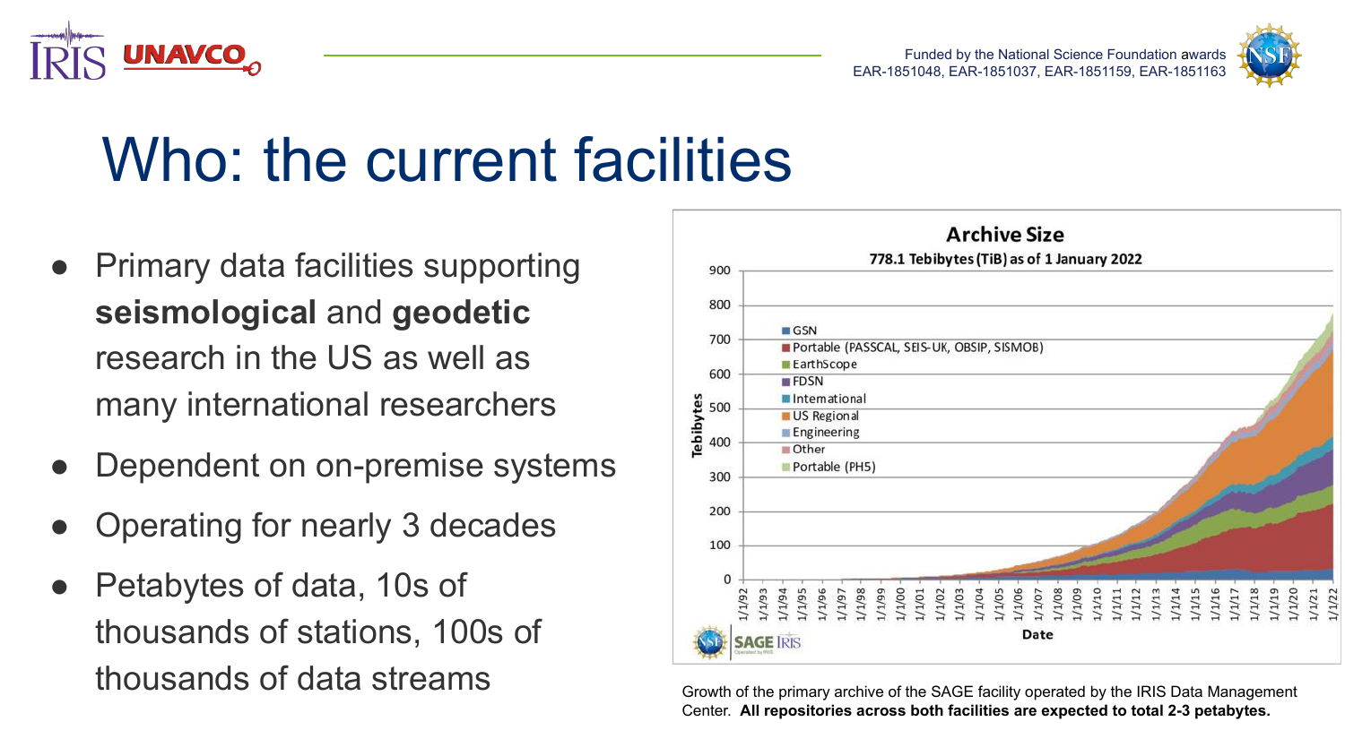Funded by the National Science Foundation awards EAR-1851048, EAR-1851037, EAR-1851159, EAR-1851163

# Who: the current facilities

- Primary data facilities supporting **seismological** and **geodetic** research in the US as well as many international researchers
- Dependent on on-premise systems
- Operating for nearly 3 decades
- Petabytes of data, 10s of thousands of stations, 100s of thousands of data streams

Growth of the primary archive of the SAGE facility operated by the IRIS Data Management Center. **All repositories across both facilities are expected to total 2-3 petabytes.**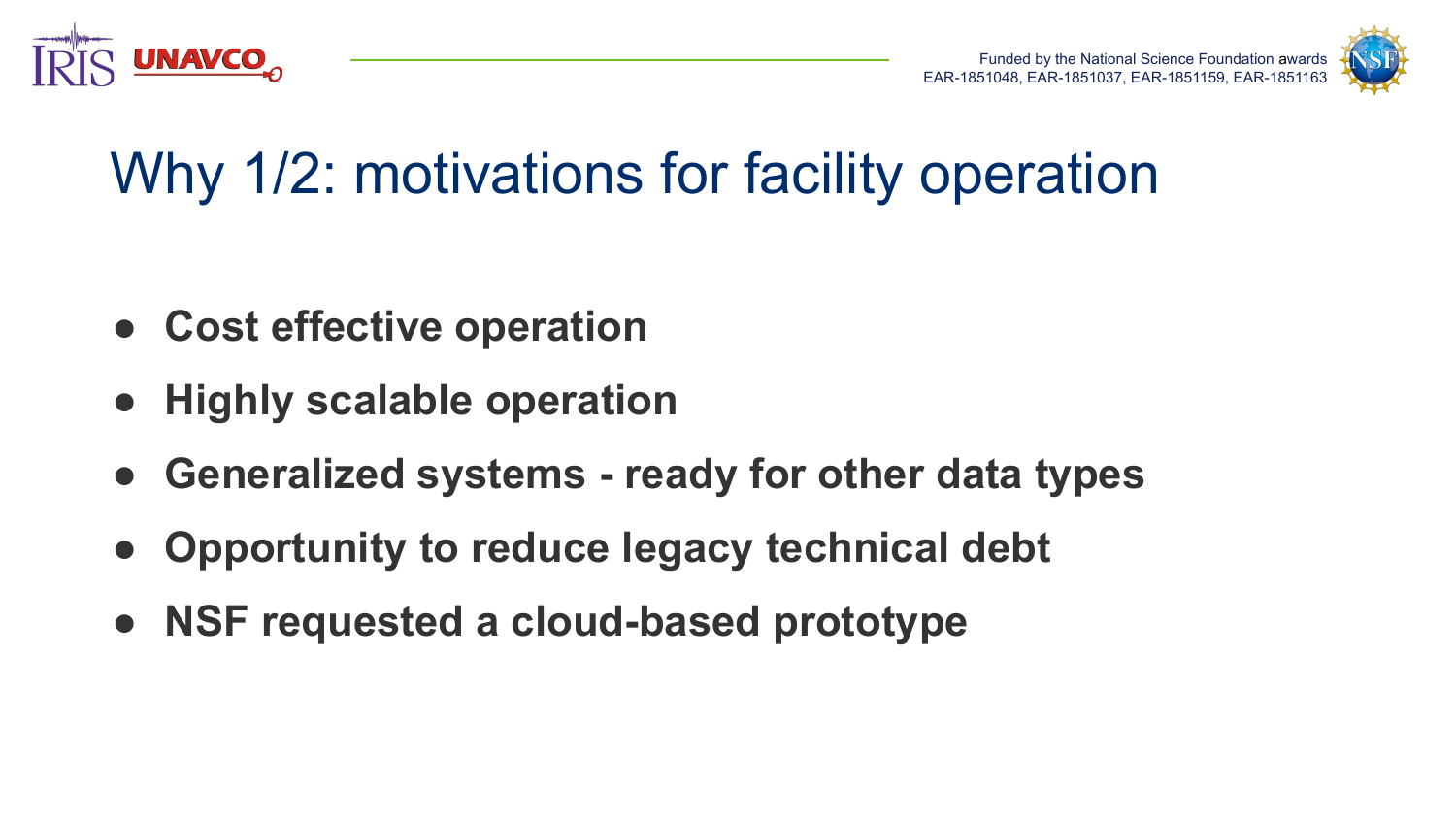# Why 1/2: motivations for facility operation

- **Cost effective operation**
- **Highly scalable operation**
- **Generalized systems - ready for other data types**
- **Opportunity to reduce legacy technical debt**
- **NSF requested a cloud-based prototype**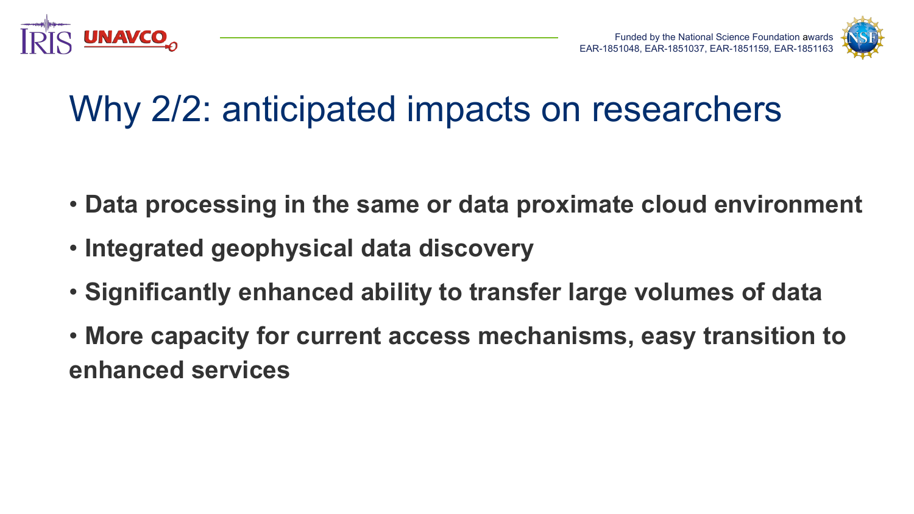# Why 2/2: anticipated impacts on researchers

- **Data processing in the same or data proximate cloud environment**
- **Integrated geophysical data discovery**
- **Significantly enhanced ability to transfer large volumes of data**
- **More capacity for current access mechanisms, easy transition to enhanced services**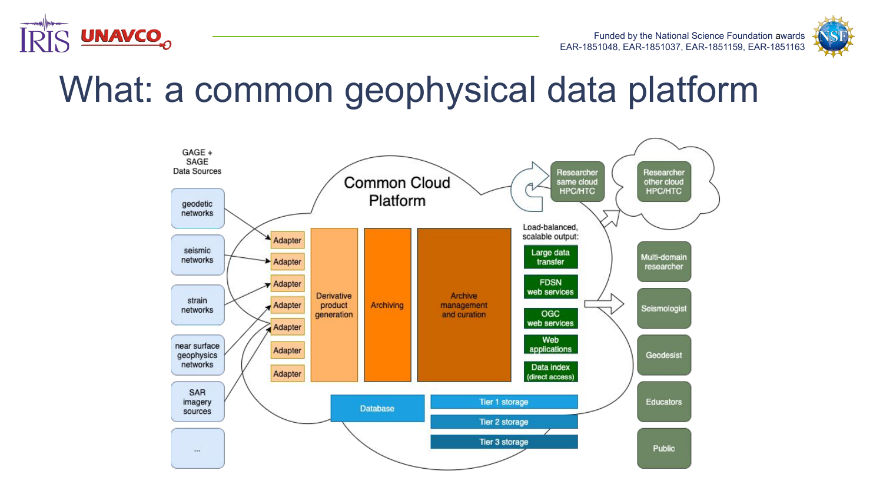# What: a common geophysical data platform

GAGE + SAGE Data Sources

- geodetic networks
- seismic networks
- strain networks
- near surface geophysics networks
- SAR imagery sources
- ...

Common Cloud Platform

- Adapter
- Adapter
- Adapter
- Adapter
- Adapter
- Adapter
- Adapter

Derivative product generation

Archiving

Archive management and curation

Load-balanced, scalable output:

- Large data transfer
- FDSN web services
- OGC web services
- Web applications
- Data index (direct access)

Database

- Tier 1 storage
- Tier 2 storage
- Tier 3 storage

Researcher same cloud HPC/HTC

Researcher other cloud HPC/HTC

- Multi-domain researcher
- Seismologist
- Geodesist
- Educators
- Public

Funded by the National Science Foundation awards EAR-1851048, EAR-1851037, EAR-1851159, EAR-1851163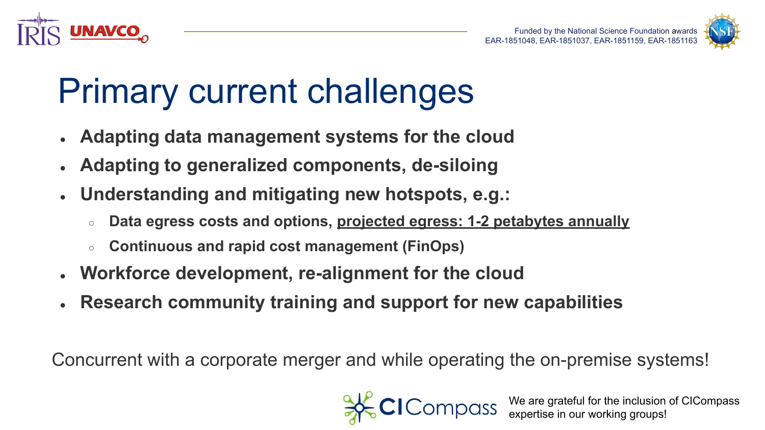Funded by the National Science Foundation awards EAR-1851048, EAR-1851037, EAR-1851159, EAR-1851163

# Primary current challenges

- **Adapting data management systems for the cloud**
- **Adapting to generalized components, de-siloing**
- **Understanding and mitigating new hotspots, e.g.:**
  - **Data egress costs and options, projected egress: 1-2 petabytes annually**
  - **Continuous and rapid cost management (FinOps)**
- **Workforce development, re-alignment for the cloud**
- **Research community training and support for new capabilities**

Concurrent with a corporate merger and while operating the on-premise systems!

We are grateful for the inclusion of CICompass expertise in our working groups!